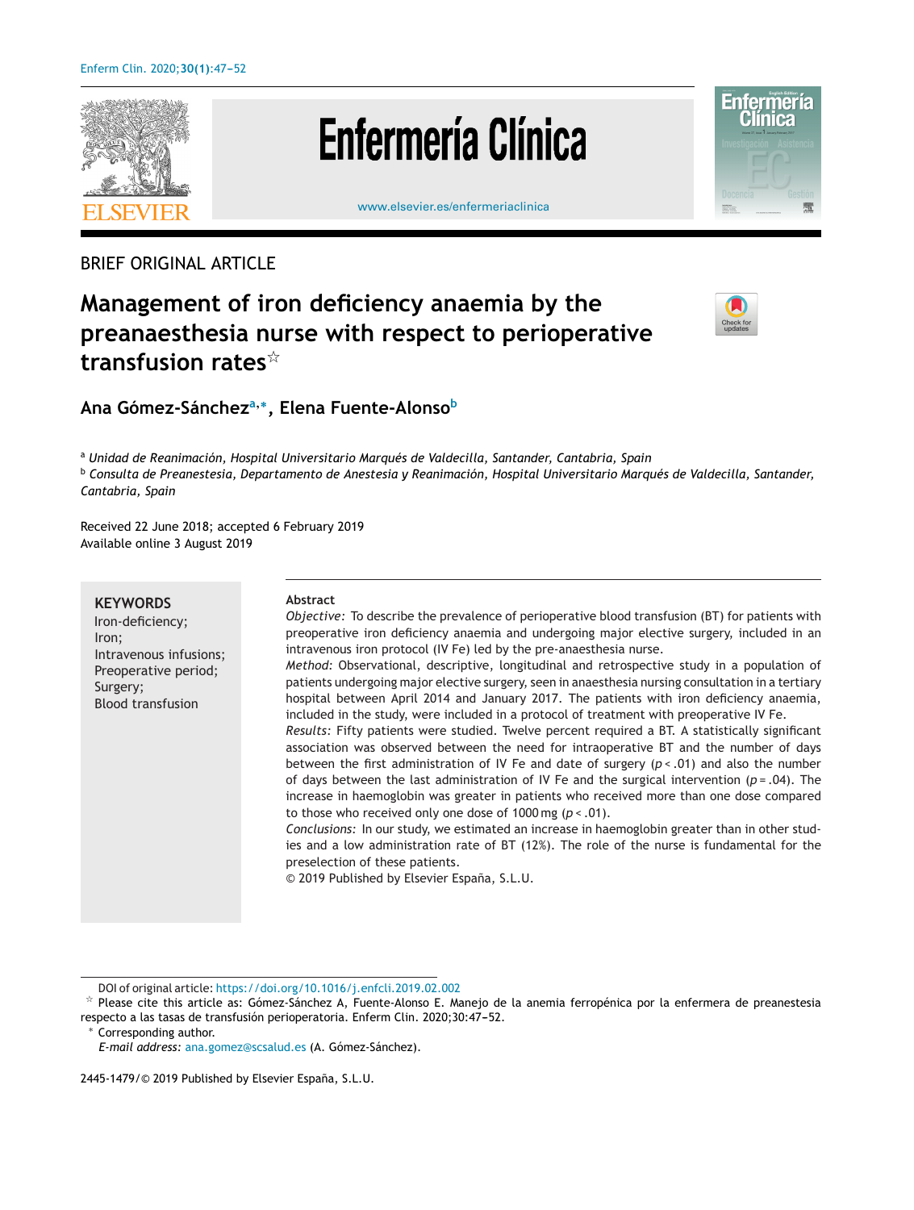BRIEF ORIGINAL ARTICLE

# Management of iron deficiency anaemia by the preanaesthesia nurse with respect to perioperative transfusion rates[☆]

**Ana Gómez-Sánchez[a,*], Elena Fuente-Alonso[b]**

[a] *Unidad de Reanimación, Hospital Universitario Marqués de Valdecilla, Santander, Cantabria, Spain*
[b] *Consulta de Preanestesia, Departamento de Anestesia y Reanimación, Hospital Universitario Marqués de Valdecilla, Santander, Cantabria, Spain*

Received 22 June 2018; accepted 6 February 2019
Available online 3 August 2019

**KEYWORDS**
Iron-deficiency;
Iron;
Intravenous infusions;
Preoperative period;
Surgery;
Blood transfusion

**Abstract**

*Objective:* To describe the prevalence of perioperative blood transfusion (BT) for patients with preoperative iron deficiency anaemia and undergoing major elective surgery, included in an intravenous iron protocol (IV Fe) led by the pre-anaesthesia nurse.

*Method:* Observational, descriptive, longitudinal and retrospective study in a population of patients undergoing major elective surgery, seen in anaesthesia nursing consultation in a tertiary hospital between April 2014 and January 2017. The patients with iron deficiency anaemia, included in the study, were included in a protocol of treatment with preoperative IV Fe.

*Results:* Fifty patients were studied. Twelve percent required a BT. A statistically significant association was observed between the need for intraoperative BT and the number of days between the first administration of IV Fe and date of surgery ($p < .01$) and also the number of days between the last administration of IV Fe and the surgical intervention ($p = .04$). The increase in haemoglobin was greater in patients who received more than one dose compared to those who received only one dose of 1000 mg ($p < .01$).

*Conclusions:* In our study, we estimated an increase in haemoglobin greater than in other studies and a low administration rate of BT (12%). The role of the nurse is fundamental for the preselection of these patients.

© 2019 Published by Elsevier España, S.L.U.

DOI of original article: https://doi.org/10.1016/j.enfcli.2019.02.002

☆ Please cite this article as: Gómez-Sánchez A, Fuente-Alonso E. Manejo de la anemia ferropénica por la enfermera de preanestesia respecto a las tasas de transfusión perioperatoria. Enferm Clin. 2020;30:47–52.

\* Corresponding author.
*E-mail address:* ana.gomez@scsalud.es (A. Gómez-Sánchez).

2445-1479/© 2019 Published by Elsevier España, S.L.U.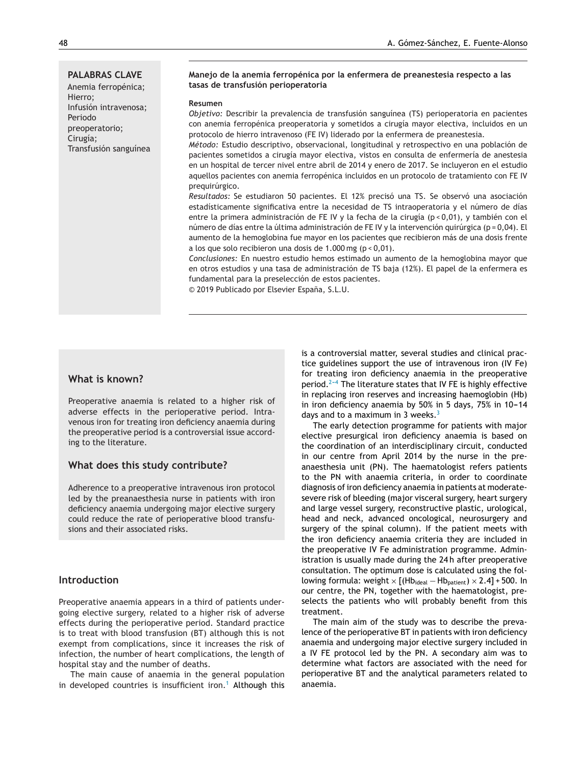**PALABRAS CLAVE**

Anemia ferropénica;
Hierro;
Infusión intravenosa;
Periodo preoperatorio;
Cirugía;
Transfusión sanguínea

**Manejo de la anemia ferropénica por la enfermera de preanestesia respecto a las tasas de transfusión perioperatoria**

**Resumen**

*Objetivo:* Describir la prevalencia de transfusión sanguínea (TS) perioperatoria en pacientes con anemia ferropénica preoperatoria y sometidos a cirugía mayor electiva, incluidos en un protocolo de hierro intravenoso (FE IV) liderado por la enfermera de preanestesia.

*Método:* Estudio descriptivo, observacional, longitudinal y retrospectivo en una población de pacientes sometidos a cirugía mayor electiva, vistos en consulta de enfermería de anestesia en un hospital de tercer nivel entre abril de 2014 y enero de 2017. Se incluyeron en el estudio aquellos pacientes con anemia ferropénica incluidos en un protocolo de tratamiento con FE IV prequirúrgico.

*Resultados:* Se estudiaron 50 pacientes. El 12% precisó una TS. Se observó una asociación estadísticamente significativa entre la necesidad de TS intraoperatoria y el número de días entre la primera administración de FE IV y la fecha de la cirugía ($p < 0{,}01$), y también con el número de días entre la última administración de FE IV y la intervención quirúrgica ($p = 0{,}04$). El aumento de la hemoglobina fue mayor en los pacientes que recibieron más de una dosis frente a los que solo recibieron una dosis de 1.000 mg ($p < 0{,}01$).

*Conclusiones:* En nuestro estudio hemos estimado un aumento de la hemoglobina mayor que en otros estudios y una tasa de administración de TS baja (12%). El papel de la enfermera es fundamental para la preselección de estos pacientes.

© 2019 Publicado por Elsevier España, S.L.U.

## What is known?

Preoperative anaemia is related to a higher risk of adverse effects in the perioperative period. Intravenous iron for treating iron deficiency anaemia during the preoperative period is a controversial issue according to the literature.

## What does this study contribute?

Adherence to a preoperative intravenous iron protocol led by the preanaesthesia nurse in patients with iron deficiency anaemia undergoing major elective surgery could reduce the rate of perioperative blood transfusions and their associated risks.

## Introduction

Preoperative anaemia appears in a third of patients undergoing elective surgery, related to a higher risk of adverse effects during the perioperative period. Standard practice is to treat with blood transfusion (BT) although this is not exempt from complications, since it increases the risk of infection, the number of heart complications, the length of hospital stay and the number of deaths.

The main cause of anaemia in the general population in developed countries is insufficient iron.[1] Although this is a controversial matter, several studies and clinical practice guidelines support the use of intravenous iron (IV Fe) for treating iron deficiency anaemia in the preoperative period.[2–4] The literature states that IV FE is highly effective in replacing iron reserves and increasing haemoglobin (Hb) in iron deficiency anaemia by 50% in 5 days, 75% in 10–14 days and to a maximum in 3 weeks.[3]

The early detection programme for patients with major elective presurgical iron deficiency anaemia is based on the coordination of an interdisciplinary circuit, conducted in our centre from April 2014 by the nurse in the preanaesthesia unit (PN). The haematologist refers patients to the PN with anaemia criteria, in order to coordinate diagnosis of iron deficiency anaemia in patients at moderate-severe risk of bleeding (major visceral surgery, heart surgery and large vessel surgery, reconstructive plastic, urological, head and neck, advanced oncological, neurosurgery and surgery of the spinal column). If the patient meets with the iron deficiency anaemia criteria they are included in the preoperative IV Fe administration programme. Administration is usually made during the 24 h after preoperative consultation. The optimum dose is calculated using the following formula: weight $\times$ [($Hb_{ideal} - Hb_{patient}$) $\times$ 2.4] + 500. In our centre, the PN, together with the haematologist, preselects the patients who will probably benefit from this treatment.

The main aim of the study was to describe the prevalence of the perioperative BT in patients with iron deficiency anaemia and undergoing major elective surgery included in a IV FE protocol led by the PN. A secondary aim was to determine what factors are associated with the need for perioperative BT and the analytical parameters related to anaemia.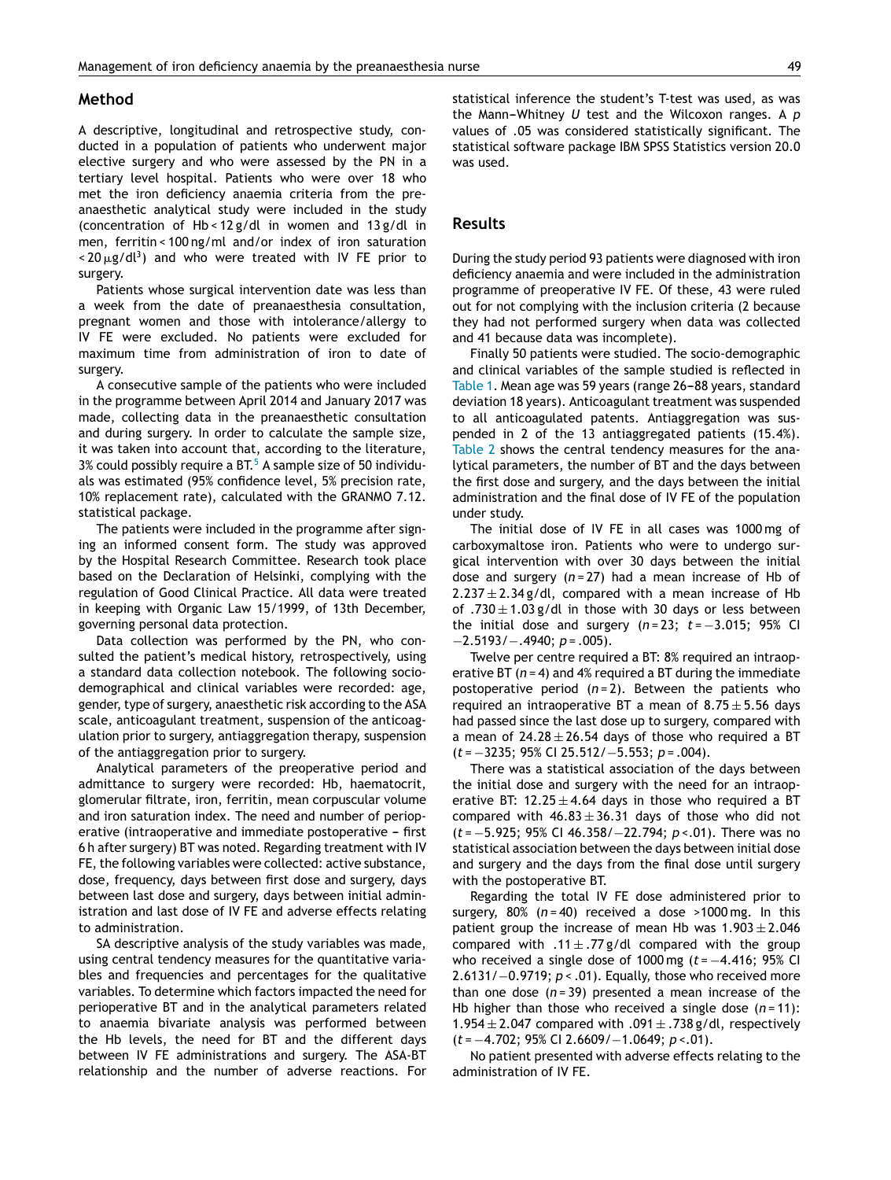## Method

A descriptive, longitudinal and retrospective study, conducted in a population of patients who underwent major elective surgery and who were assessed by the PN in a tertiary level hospital. Patients who were over 18 who met the iron deficiency anaemia criteria from the preanaesthetic analytical study were included in the study (concentration of Hb < 12 g/dl in women and 13 g/dl in men, ferritin < 100 ng/ml and/or index of iron saturation < 20 $\mu$g/dl$^3$) and who were treated with IV FE prior to surgery.

Patients whose surgical intervention date was less than a week from the date of preanaesthesia consultation, pregnant women and those with intolerance/allergy to IV FE were excluded. No patients were excluded for maximum time from administration of iron to date of surgery.

A consecutive sample of the patients who were included in the programme between April 2014 and January 2017 was made, collecting data in the preanaesthetic consultation and during surgery. In order to calculate the sample size, it was taken into account that, according to the literature, 3% could possibly require a BT.[5] A sample size of 50 individuals was estimated (95% confidence level, 5% precision rate, 10% replacement rate), calculated with the GRANMO 7.12. statistical package.

The patients were included in the programme after signing an informed consent form. The study was approved by the Hospital Research Committee. Research took place based on the Declaration of Helsinki, complying with the regulation of Good Clinical Practice. All data were treated in keeping with Organic Law 15/1999, of 13th December, governing personal data protection.

Data collection was performed by the PN, who consulted the patient's medical history, retrospectively, using a standard data collection notebook. The following sociodemographical and clinical variables were recorded: age, gender, type of surgery, anaesthetic risk according to the ASA scale, anticoagulant treatment, suspension of the anticoagulation prior to surgery, antiaggregation therapy, suspension of the antiaggregation prior to surgery.

Analytical parameters of the preoperative period and admittance to surgery were recorded: Hb, haematocrit, glomerular filtrate, iron, ferritin, mean corpuscular volume and iron saturation index. The need and number of perioperative (intraoperative and immediate postoperative – first 6 h after surgery) BT was noted. Regarding treatment with IV FE, the following variables were collected: active substance, dose, frequency, days between first dose and surgery, days between last dose and surgery, days between initial administration and last dose of IV FE and adverse effects relating to administration.

SA descriptive analysis of the study variables was made, using central tendency measures for the quantitative variables and frequencies and percentages for the qualitative variables. To determine which factors impacted the need for perioperative BT and in the analytical parameters related to anaemia bivariate analysis was performed between the Hb levels, the need for BT and the different days between IV FE administrations and surgery. The ASA-BT relationship and the number of adverse reactions. For statistical inference the student's T-test was used, as was the Mann–Whitney *U* test and the Wilcoxon ranges. A *p* values of .05 was considered statistically significant. The statistical software package IBM SPSS Statistics version 20.0 was used.

## Results

During the study period 93 patients were diagnosed with iron deficiency anaemia and were included in the administration programme of preoperative IV FE. Of these, 43 were ruled out for not complying with the inclusion criteria (2 because they had not performed surgery when data was collected and 41 because data was incomplete).

Finally 50 patients were studied. The socio-demographic and clinical variables of the sample studied is reflected in Table 1. Mean age was 59 years (range 26–88 years, standard deviation 18 years). Anticoagulant treatment was suspended to all anticoagulated patents. Antiaggregation was suspended in 2 of the 13 antiaggregated patients (15.4%). Table 2 shows the central tendency measures for the analytical parameters, the number of BT and the days between the first dose and surgery, and the days between the initial administration and the final dose of IV FE of the population under study.

The initial dose of IV FE in all cases was 1000 mg of carboxymaltose iron. Patients who were to undergo surgical intervention with over 30 days between the initial dose and surgery ($n = 27$) had a mean increase of Hb of $2.237 \pm 2.34$ g/dl, compared with a mean increase of Hb of $.730 \pm 1.03$ g/dl in those with 30 days or less between the initial dose and surgery ($n = 23$; $t = -3.015$; 95% CI $-2.5193/-.4940$; $p = .005$).

Twelve per centre required a BT: 8% required an intraoperative BT ($n = 4$) and 4% required a BT during the immediate postoperative period ($n = 2$). Between the patients who required an intraoperative BT a mean of $8.75 \pm 5.56$ days had passed since the last dose up to surgery, compared with a mean of $24.28 \pm 26.54$ days of those who required a BT ($t = -3235$; 95% CI $25.512/-5.553$; $p = .004$).

There was a statistical association of the days between the initial dose and surgery with the need for an intraoperative BT: $12.25 \pm 4.64$ days in those who required a BT compared with $46.83 \pm 36.31$ days of those who did not ($t = -5.925$; 95% CI $46.358/-22.794$; $p < .01$). There was no statistical association between the days between initial dose and surgery and the days from the final dose until surgery with the postoperative BT.

Regarding the total IV FE dose administered prior to surgery, 80% ($n = 40$) received a dose >1000 mg. In this patient group the increase of mean Hb was $1.903 \pm 2.046$ compared with $.11 \pm .77$ g/dl compared with the group who received a single dose of 1000 mg ($t = -4.416$; 95% CI $2.6131/-0.9719$; $p < .01$). Equally, those who received more than one dose ($n = 39$) presented a mean increase of the Hb higher than those who received a single dose ($n = 11$): $1.954 \pm 2.047$ compared with $.091 \pm .738$ g/dl, respectively ($t = -4.702$; 95% CI $2.6609/-1.0649$; $p < .01$).

No patient presented with adverse effects relating to the administration of IV FE.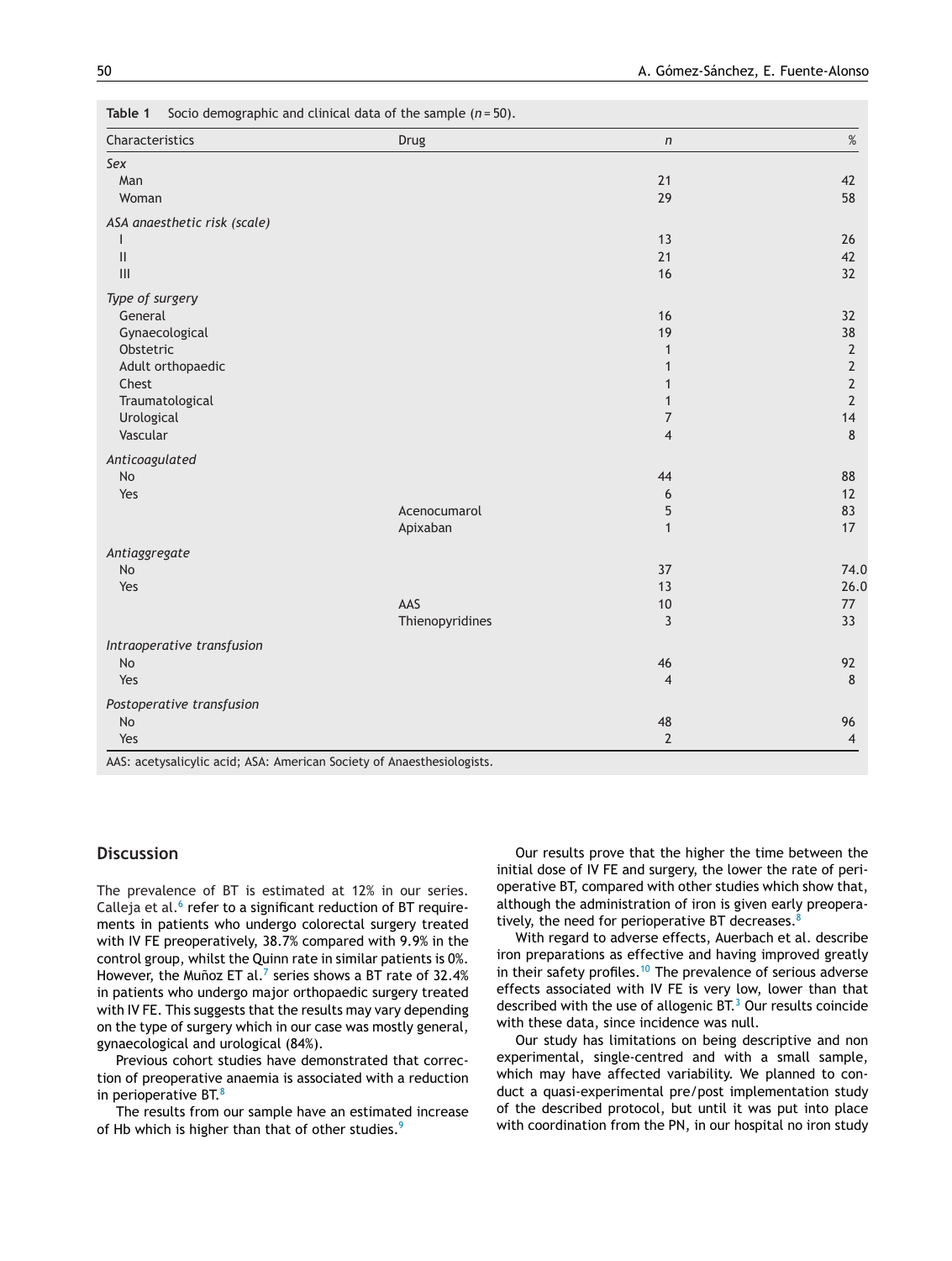**Table 1** Socio demographic and clinical data of the sample ($n = 50$).

| Characteristics | Drug | n | % |
|---|---|---|---|
| *Sex* | | | |
| Man | | 21 | 42 |
| Woman | | 29 | 58 |
| *ASA anaesthetic risk (scale)* | | | |
| I | | 13 | 26 |
| II | | 21 | 42 |
| III | | 16 | 32 |
| *Type of surgery* | | | |
| General | | 16 | 32 |
| Gynaecological | | 19 | 38 |
| Obstetric | | 1 | 2 |
| Adult orthopaedic | | 1 | 2 |
| Chest | | 1 | 2 |
| Traumatological | | 1 | 2 |
| Urological | | 7 | 14 |
| Vascular | | 4 | 8 |
| *Anticoagulated* | | | |
| No | | 44 | 88 |
| Yes | | 6 | 12 |
| | Acenocumarol | 5 | 83 |
| | Apixaban | 1 | 17 |
| *Antiaggregate* | | | |
| No | | 37 | 74.0 |
| Yes | | 13 | 26.0 |
| | AAS | 10 | 77 |
| | Thienopyridines | 3 | 33 |
| *Intraoperative transfusion* | | | |
| No | | 46 | 92 |
| Yes | | 4 | 8 |
| *Postoperative transfusion* | | | |
| No | | 48 | 96 |
| Yes | | 2 | 4 |

AAS: acetysalicylic acid; ASA: American Society of Anaesthesiologists.

## Discussion

The prevalence of BT is estimated at 12% in our series. Calleja et al.[6] refer to a significant reduction of BT requirements in patients who undergo colorectal surgery treated with IV FE preoperatively, 38.7% compared with 9.9% in the control group, whilst the Quinn rate in similar patients is 0%. However, the Muñoz ET al.[7] series shows a BT rate of 32.4% in patients who undergo major orthopaedic surgery treated with IV FE. This suggests that the results may vary depending on the type of surgery which in our case was mostly general, gynaecological and urological (84%).

Previous cohort studies have demonstrated that correction of preoperative anaemia is associated with a reduction in perioperative BT.[8]

The results from our sample have an estimated increase of Hb which is higher than that of other studies.[9]

Our results prove that the higher the time between the initial dose of IV FE and surgery, the lower the rate of perioperative BT, compared with other studies which show that, although the administration of iron is given early preoperatively, the need for perioperative BT decreases.[8]

With regard to adverse effects, Auerbach et al. describe iron preparations as effective and having improved greatly in their safety profiles.[10] The prevalence of serious adverse effects associated with IV FE is very low, lower than that described with the use of allogenic BT.[3] Our results coincide with these data, since incidence was null.

Our study has limitations on being descriptive and non experimental, single-centred and with a small sample, which may have affected variability. We planned to conduct a quasi-experimental pre/post implementation study of the described protocol, but until it was put into place with coordination from the PN, in our hospital no iron study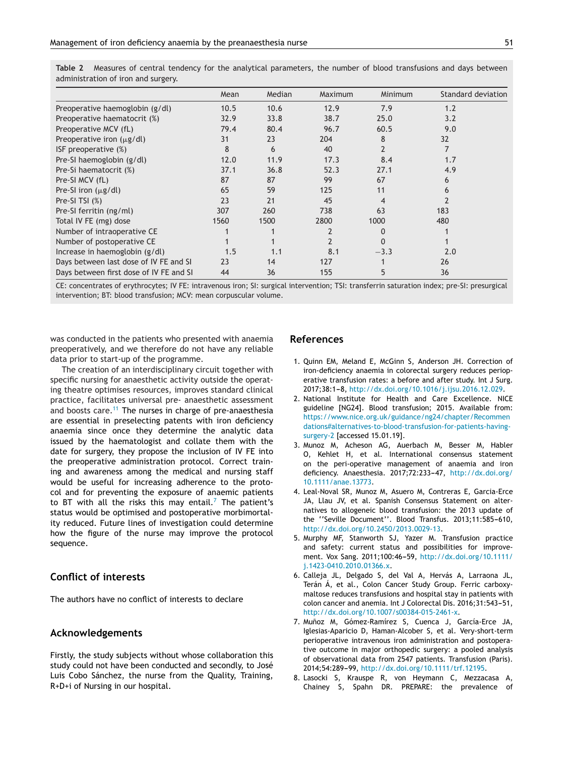**Table 2** Measures of central tendency for the analytical parameters, the number of blood transfusions and days between administration of iron and surgery.

| | Mean | Median | Maximum | Minimum | Standard deviation |
|---|---|---|---|---|---|
| Preoperative haemoglobin (g/dl) | 10.5 | 10.6 | 12.9 | 7.9 | 1.2 |
| Preoperative haematocrit (%) | 32.9 | 33.8 | 38.7 | 25.0 | 3.2 |
| Preoperative MCV (fL) | 79.4 | 80.4 | 96.7 | 60.5 | 9.0 |
| Preoperative iron (μg/dl) | 31 | 23 | 204 | 8 | 32 |
| ISF preoperative (%) | 8 | 6 | 40 | 2 | 7 |
| Pre-SI haemoglobin (g/dl) | 12.0 | 11.9 | 17.3 | 8.4 | 1.7 |
| Pre-Si haematocrit (%) | 37.1 | 36.8 | 52.3 | 27.1 | 4.9 |
| Pre-SI MCV (fL) | 87 | 87 | 99 | 67 | 6 |
| Pre-SI iron (μg/dl) | 65 | 59 | 125 | 11 | 6 |
| Pre-SI TSI (%) | 23 | 21 | 45 | 4 | 2 |
| Pre-SI ferritin (ng/ml) | 307 | 260 | 738 | 63 | 183 |
| Total IV FE (mg) dose | 1560 | 1500 | 2800 | 1000 | 480 |
| Number of intraoperative CE | 1 | 1 | 2 | 0 | 1 |
| Number of postoperative CE | 1 | 1 | 2 | 0 | 1 |
| Increase in haemoglobin (g/dl) | 1.5 | 1.1 | 8.1 | −3.3 | 2.0 |
| Days between last dose of IV FE and SI | 23 | 14 | 127 | 1 | 26 |
| Days between first dose of IV FE and SI | 44 | 36 | 155 | 5 | 36 |

CE: concentrates of erythrocytes; IV FE: intravenous iron; SI: surgical intervention; TSI: transferrin saturation index; pre-SI: presurgical intervention; BT: blood transfusion; MCV: mean corpuscular volume.

was conducted in the patients who presented with anaemia preoperatively, and we therefore do not have any reliable data prior to start-up of the programme.

The creation of an interdisciplinary circuit together with specific nursing for anaesthetic activity outside the operating theatre optimises resources, improves standard clinical practice, facilitates universal pre- anaesthetic assessment and boosts care.[11] The nurses in charge of pre-anaesthesia are essential in preselecting patents with iron deficiency anaemia since once they determine the analytic data issued by the haematologist and collate them with the date for surgery, they propose the inclusion of IV FE into the preoperative administration protocol. Correct training and awareness among the medical and nursing staff would be useful for increasing adherence to the protocol and for preventing the exposure of anaemic patients to BT with all the risks this may entail.[7] The patient's status would be optimised and postoperative morbimortality reduced. Future lines of investigation could determine how the figure of the nurse may improve the protocol sequence.

## Conflict of interests

The authors have no conflict of interests to declare

## Acknowledgements

Firstly, the study subjects without whose collaboration this study could not have been conducted and secondly, to José Luis Cobo Sánchez, the nurse from the Quality, Training, R+D+i of Nursing in our hospital.

## References

1. Quinn EM, Meland E, McGinn S, Anderson JH. Correction of iron-deficiency anaemia in colorectal surgery reduces perioperative transfusion rates: a before and after study. Int J Surg. 2017;38:1–8, http://dx.doi.org/10.1016/j.ijsu.2016.12.029.
2. National Institute for Health and Care Excellence. NICE guideline [NG24]. Blood transfusion; 2015. Available from: https://www.nice.org.uk/guidance/ng24/chapter/Recommendations#alternatives-to-blood-transfusion-for-patients-having-surgery-2 [accessed 15.01.19].
3. Munoz M, Acheson AG, Auerbach M, Besser M, Habler O, Kehlet H, et al. International consensus statement on the peri-operative management of anaemia and iron deficiency. Anaesthesia. 2017;72:233–47, http://dx.doi.org/10.1111/anae.13773.
4. Leal-Noval SR, Munoz M, Asuero M, Contreras E, Garcia-Erce JA, Llau JV, et al. Spanish Consensus Statement on alternatives to allogeneic blood transfusion: the 2013 update of the ''Seville Document''. Blood Transfus. 2013;11:585–610, http://dx.doi.org/10.2450/2013.0029-13.
5. Murphy MF, Stanworth SJ, Yazer M. Transfusion practice and safety: current status and possibilities for improvement. Vox Sang. 2011;100:46–59, http://dx.doi.org/10.1111/j.1423-0410.2010.01366.x.
6. Calleja JL, Delgado S, del Val A, Hervás A, Larraona JL, Terán Á, et al., Colon Cancer Study Group. Ferric carboxymaltose reduces transfusions and hospital stay in patients with colon cancer and anemia. Int J Colorectal Dis. 2016;31:543–51, http://dx.doi.org/10.1007/s00384-015-2461-x.
7. Muñoz M, Gómez-Ramírez S, Cuenca J, García-Erce JA, Iglesias-Aparicio D, Haman-Alcober S, et al. Very-short-term perioperative intravenous iron administration and postoperative outcome in major orthopedic surgery: a pooled analysis of observational data from 2547 patients. Transfusion (Paris). 2014;54:289–99, http://dx.doi.org/10.1111/trf.12195.
8. Lasocki S, Krauspe R, von Heymann C, Mezzacasa A, Chainey S, Spahn DR. PREPARE: the prevalence of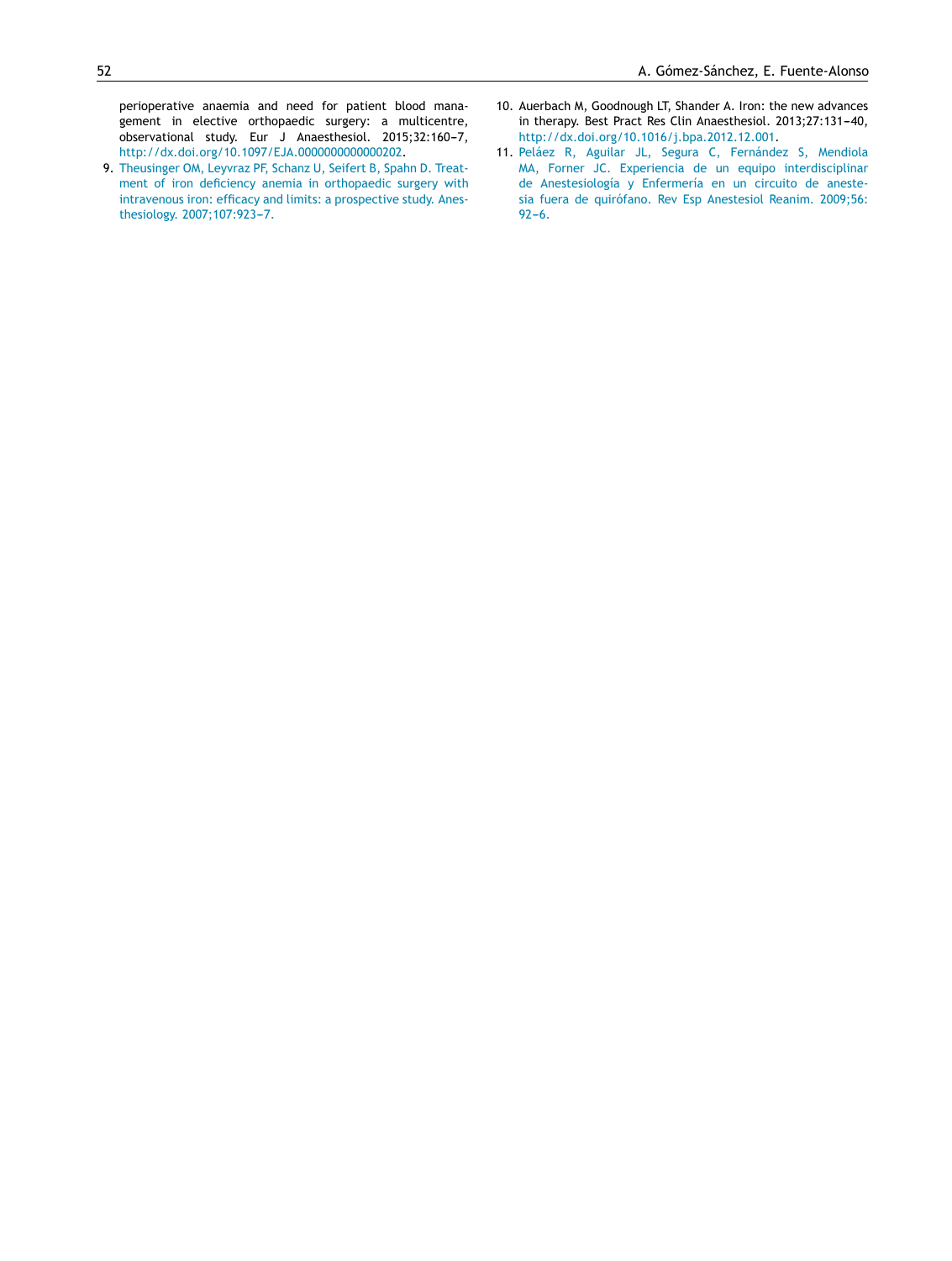perioperative anaemia and need for patient blood management in elective orthopaedic surgery: a multicentre, observational study. Eur J Anaesthesiol. 2015;32:160–7, http://dx.doi.org/10.1097/EJA.0000000000000202.

9. Theusinger OM, Leyvraz PF, Schanz U, Seifert B, Spahn D. Treatment of iron deficiency anemia in orthopaedic surgery with intravenous iron: efficacy and limits: a prospective study. Anesthesiology. 2007;107:923–7.
10. Auerbach M, Goodnough LT, Shander A. Iron: the new advances in therapy. Best Pract Res Clin Anaesthesiol. 2013;27:131–40, http://dx.doi.org/10.1016/j.bpa.2012.12.001.
11. Peláez R, Aguilar JL, Segura C, Fernández S, Mendiola MA, Forner JC. Experiencia de un equipo interdisciplinar de Anestesiología y Enfermería en un circuito de anestesia fuera de quirófano. Rev Esp Anestesiol Reanim. 2009;56:92–6.